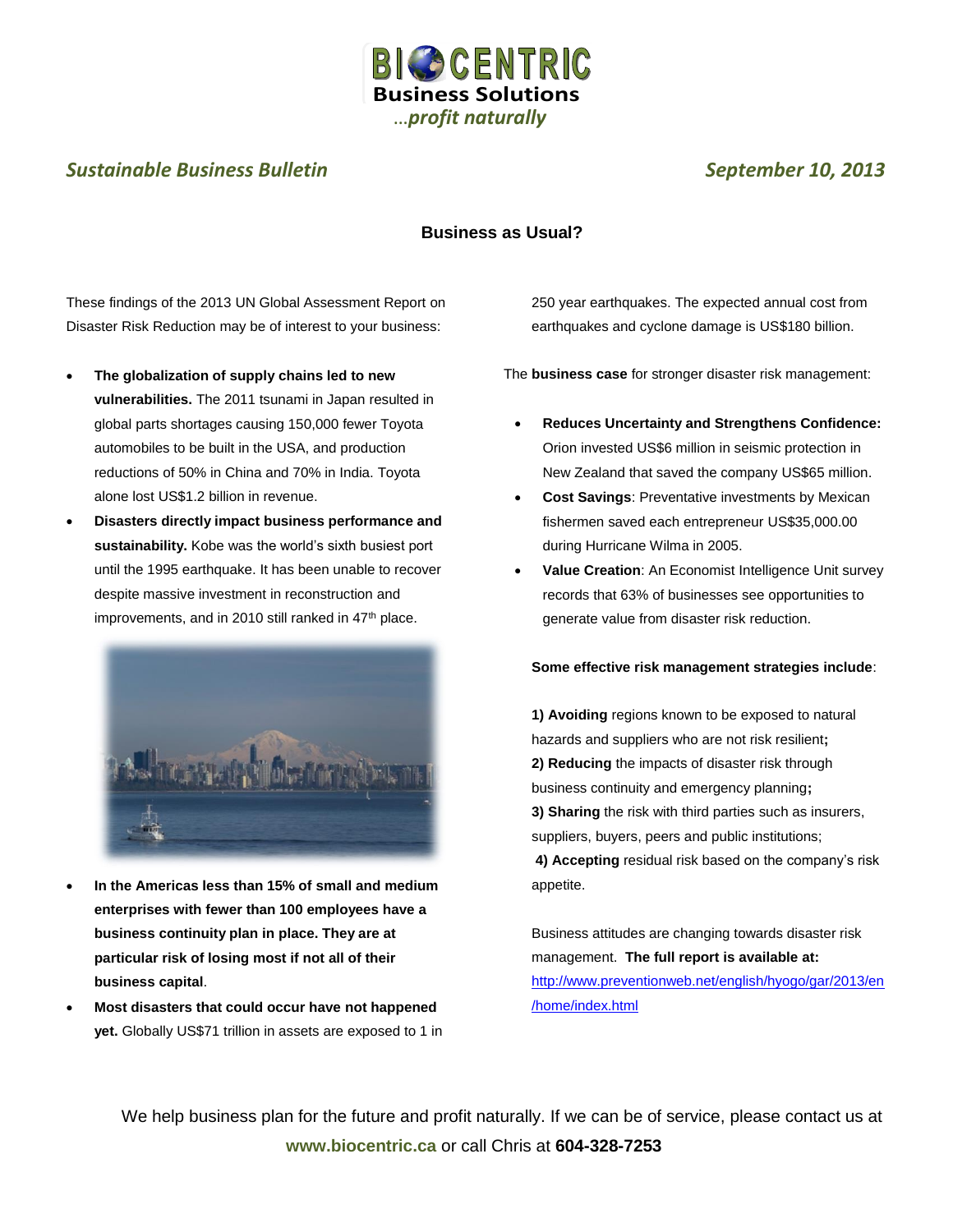BIOCENTRIC
**Business Solutions**
*...profit naturally*

*Sustainable Business Bulletin* — *September 10, 2013*

## Business as Usual?

These findings of the 2013 UN Global Assessment Report on Disaster Risk Reduction may be of interest to your business:

- **The globalization of supply chains led to new vulnerabilities.** The 2011 tsunami in Japan resulted in global parts shortages causing 150,000 fewer Toyota automobiles to be built in the USA, and production reductions of 50% in China and 70% in India. Toyota alone lost US$1.2 billion in revenue.
- **Disasters directly impact business performance and sustainability.** Kobe was the world's sixth busiest port until the 1995 earthquake. It has been unable to recover despite massive investment in reconstruction and improvements, and in 2010 still ranked in 47th place.
- **In the Americas less than 15% of small and medium enterprises with fewer than 100 employees have a business continuity plan in place. They are at particular risk of losing most if not all of their business capital**.
- **Most disasters that could occur have not happened yet.** Globally US$71 trillion in assets are exposed to 1 in 250 year earthquakes. The expected annual cost from earthquakes and cyclone damage is US$180 billion.

The **business case** for stronger disaster risk management:

- **Reduces Uncertainty and Strengthens Confidence:** Orion invested US$6 million in seismic protection in New Zealand that saved the company US$65 million.
- **Cost Savings**: Preventative investments by Mexican fishermen saved each entrepreneur US$35,000.00 during Hurricane Wilma in 2005.
- **Value Creation**: An Economist Intelligence Unit survey records that 63% of businesses see opportunities to generate value from disaster risk reduction.

**Some effective risk management strategies include**:

**1) Avoiding** regions known to be exposed to natural hazards and suppliers who are not risk resilient**;**
**2) Reducing** the impacts of disaster risk through business continuity and emergency planning**;**
**3) Sharing** the risk with third parties such as insurers, suppliers, buyers, peers and public institutions;
**4) Accepting** residual risk based on the company's risk appetite.

Business attitudes are changing towards disaster risk management. **The full report is available at:** http://www.preventionweb.net/english/hyogo/gar/2013/en/home/index.html

We help business plan for the future and profit naturally. If we can be of service, please contact us at **www.biocentric.ca** or call Chris at **604-328-7253**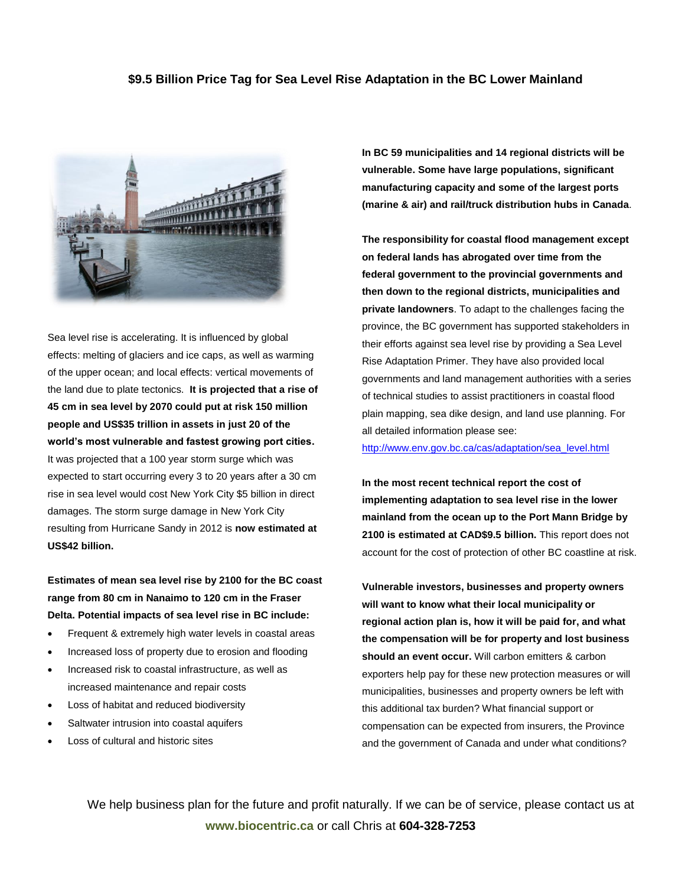## $9.5 Billion Price Tag for Sea Level Rise Adaptation in the BC Lower Mainland

Sea level rise is accelerating. It is influenced by global effects: melting of glaciers and ice caps, as well as warming of the upper ocean; and local effects: vertical movements of the land due to plate tectonics. **It is projected that a rise of 45 cm in sea level by 2070 could put at risk 150 million people and US$35 trillion in assets in just 20 of the world's most vulnerable and fastest growing port cities.** It was projected that a 100 year storm surge which was expected to start occurring every 3 to 20 years after a 30 cm rise in sea level would cost New York City $5 billion in direct damages. The storm surge damage in New York City resulting from Hurricane Sandy in 2012 is **now estimated at US$42 billion.**

**Estimates of mean sea level rise by 2100 for the BC coast range from 80 cm in Nanaimo to 120 cm in the Fraser Delta. Potential impacts of sea level rise in BC include:**

- Frequent & extremely high water levels in coastal areas
- Increased loss of property due to erosion and flooding
- Increased risk to coastal infrastructure, as well as increased maintenance and repair costs
- Loss of habitat and reduced biodiversity
- Saltwater intrusion into coastal aquifers
- Loss of cultural and historic sites

**In BC 59 municipalities and 14 regional districts will be vulnerable. Some have large populations, significant manufacturing capacity and some of the largest ports (marine & air) and rail/truck distribution hubs in Canada**.

**The responsibility for coastal flood management except on federal lands has abrogated over time from the federal government to the provincial governments and then down to the regional districts, municipalities and private landowners**. To adapt to the challenges facing the province, the BC government has supported stakeholders in their efforts against sea level rise by providing a Sea Level Rise Adaptation Primer. They have also provided local governments and land management authorities with a series of technical studies to assist practitioners in coastal flood plain mapping, sea dike design, and land use planning. For all detailed information please see: [http://www.env.gov.bc.ca/cas/adaptation/sea_level.html](http://www.env.gov.bc.ca/cas/adaptation/sea_level.html)

**In the most recent technical report the cost of implementing adaptation to sea level rise in the lower mainland from the ocean up to the Port Mann Bridge by 2100 is estimated at CAD$9.5 billion.** This report does not account for the cost of protection of other BC coastline at risk.

**Vulnerable investors, businesses and property owners will want to know what their local municipality or regional action plan is, how it will be paid for, and what the compensation will be for property and lost business should an event occur.** Will carbon emitters & carbon exporters help pay for these new protection measures or will municipalities, businesses and property owners be left with this additional tax burden? What financial support or compensation can be expected from insurers, the Province and the government of Canada and under what conditions?

We help business plan for the future and profit naturally. If we can be of service, please contact us at **www.biocentric.ca** or call Chris at **604-328-7253**